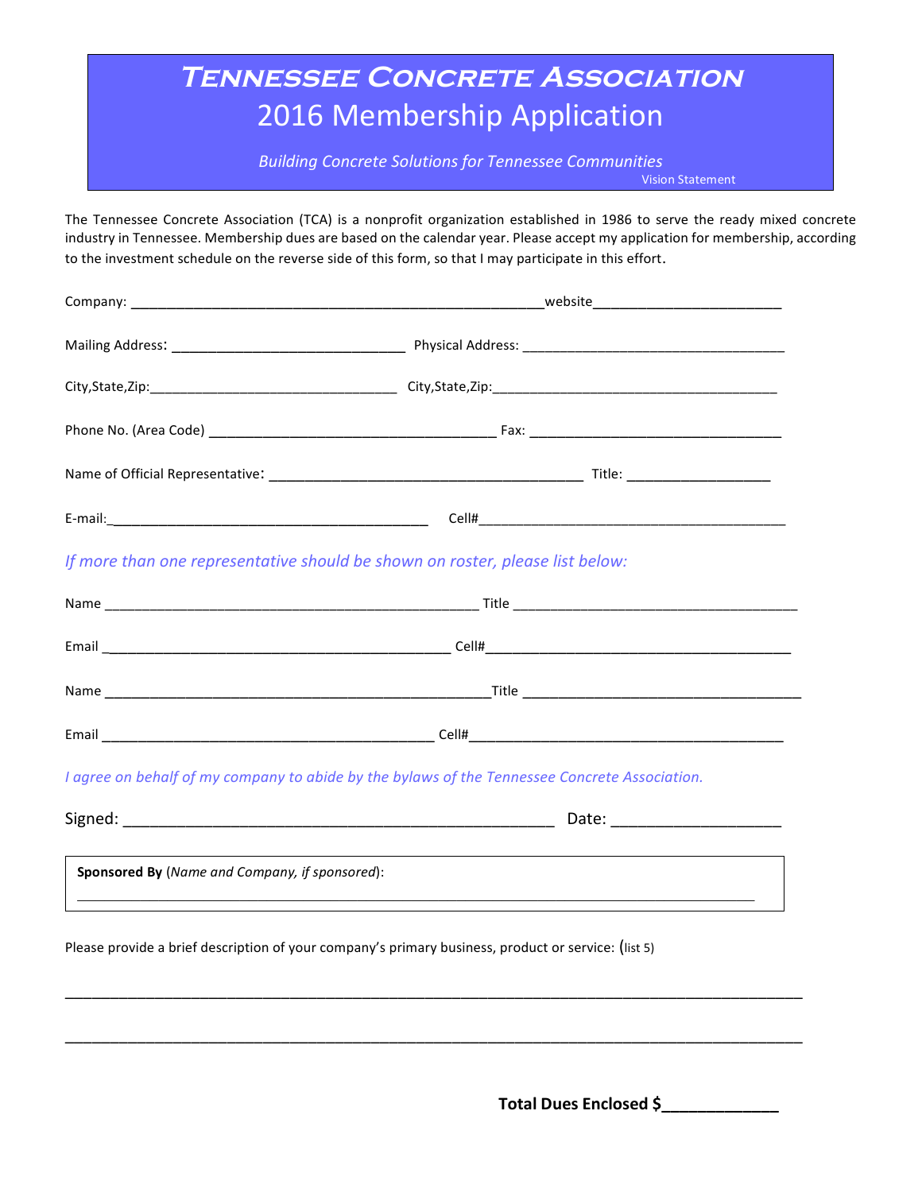# Tennessee Concrete Association

## 2016 Membership Application

*Building Concrete Solutions for Tennessee Communities*
Vision Statement

The Tennessee Concrete Association (TCA) is a nonprofit organization established in 1986 to serve the ready mixed concrete industry in Tennessee. Membership dues are based on the calendar year. Please accept my application for membership, according to the investment schedule on the reverse side of this form, so that I may participate in this effort.

Company: ________________________________________________________website_________________________

Mailing Address: ______________________________ Physical Address: ___________________________________

City,State,Zip:________________________________ City,State,Zip:______________________________________

Phone No. (Area Code) _____________________________________ Fax: __________________________________

Name of Official Representative: ________________________________________ Title: __________________

E-mail:_________________________________________ Cell#_________________________________________

*If more than one representative should be shown on roster, please list below:*

Name ________________________________________________ Title ______________________________________

Email ____________________________________________ Cell#_________________________________________

Name _________________________________________________Title ______________________________________

Email __________________________________________ Cell#_________________________________________

*I agree on behalf of my company to abide by the bylaws of the Tennessee Concrete Association.*

Signed: ________________________________________________ Date: ____________________

**Sponsored By** (*Name and Company, if sponsored*):

_____________________________________________________________________________________

Please provide a brief description of your company's primary business, product or service: (list 5)

_____________________________________________________________________________________

_____________________________________________________________________________________

**Total Dues Enclosed $_____________**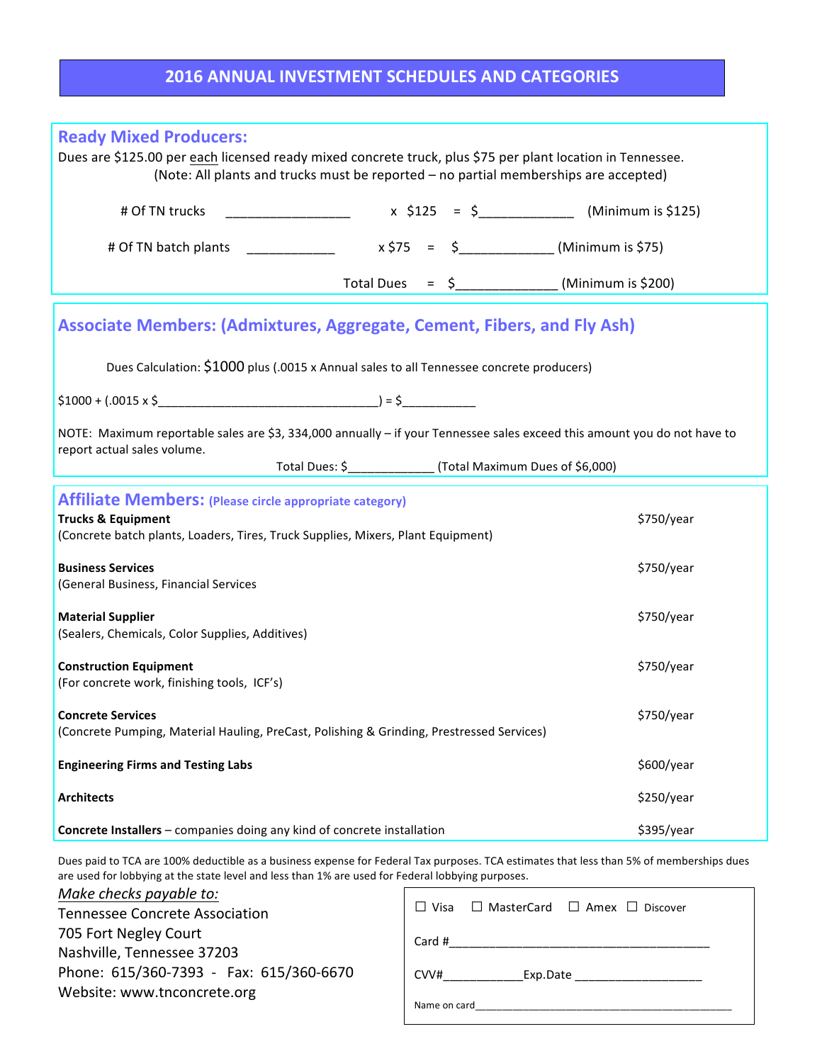# 2016 ANNUAL INVESTMENT SCHEDULES AND CATEGORIES

## Ready Mixed Producers:

Dues are $125.00 per each licensed ready mixed concrete truck, plus $75 per plant location in Tennessee.
(Note: All plants and trucks must be reported – no partial memberships are accepted)

# Of TN trucks _________________ x $125 = $_____________ (Minimum is $125)

# Of TN batch plants ____________ x $75 = $_____________ (Minimum is $75)

Total Dues = $_____________ (Minimum is $200)

## Associate Members: (Admixtures, Aggregate, Cement, Fibers, and Fly Ash)

Dues Calculation: $1000 plus (.0015 x Annual sales to all Tennessee concrete producers)

$1000 + (.0015 x $________________________________) = $___________

NOTE: Maximum reportable sales are $3, 334,000 annually – if your Tennessee sales exceed this amount you do not have to report actual sales volume.

Total Dues: $____________ (Total Maximum Dues of $6,000)

## Affiliate Members: (Please circle appropriate category)

| | |
|---|---|
| **Trucks & Equipment**<br>(Concrete batch plants, Loaders, Tires, Truck Supplies, Mixers, Plant Equipment) | $750/year |
| **Business Services**<br>(General Business, Financial Services | $750/year |
| **Material Supplier**<br>(Sealers, Chemicals, Color Supplies, Additives) | $750/year |
| **Construction Equipment**<br>(For concrete work, finishing tools, ICF's) | $750/year |
| **Concrete Services**<br>(Concrete Pumping, Material Hauling, PreCast, Polishing & Grinding, Prestressed Services) | $750/year |
| **Engineering Firms and Testing Labs** | $600/year |
| **Architects** | $250/year |
| **Concrete Installers** – companies doing any kind of concrete installation | $395/year |

Dues paid to TCA are 100% deductible as a business expense for Federal Tax purposes. TCA estimates that less than 5% of memberships dues are used for lobbying at the state level and less than 1% are used for Federal lobbying purposes.

*Make checks payable to:*
Tennessee Concrete Association
705 Fort Negley Court
Nashville, Tennessee 37203
Phone: 615/360-7393 - Fax: 615/360-6670
Website: www.tnconcrete.org

☐ Visa ☐ MasterCard ☐ Amex ☐ Discover

Card #_______________________________________

CVV#___________Exp.Date __________________

Name on card_____________________________________________